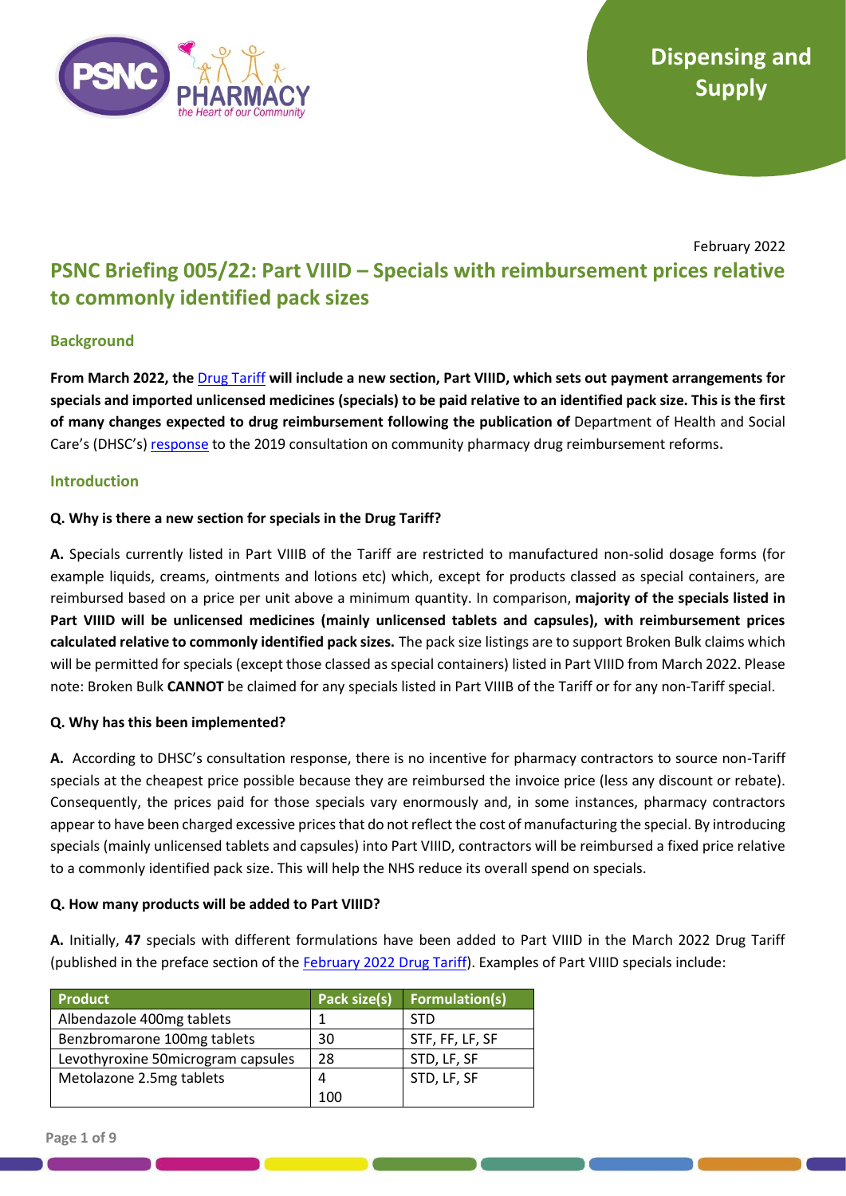Dispensing and Supply

February 2022

# PSNC Briefing 005/22: Part VIIID – Specials with reimbursement prices relative to commonly identified pack sizes

## Background

**From March 2022, the** Drug Tariff **will include a new section, Part VIIID, which sets out payment arrangements for specials and imported unlicensed medicines (specials) to be paid relative to an identified pack size. This is the first of many changes expected to drug reimbursement following the publication of** Department of Health and Social Care's (DHSC's) response to the 2019 consultation on community pharmacy drug reimbursement reforms.

## Introduction

**Q. Why is there a new section for specials in the Drug Tariff?**

**A.** Specials currently listed in Part VIIIB of the Tariff are restricted to manufactured non-solid dosage forms (for example liquids, creams, ointments and lotions etc) which, except for products classed as special containers, are reimbursed based on a price per unit above a minimum quantity. In comparison, **majority of the specials listed in Part VIIID will be unlicensed medicines (mainly unlicensed tablets and capsules), with reimbursement prices calculated relative to commonly identified pack sizes.** The pack size listings are to support Broken Bulk claims which will be permitted for specials (except those classed as special containers) listed in Part VIIID from March 2022. Please note: Broken Bulk **CANNOT** be claimed for any specials listed in Part VIIIB of the Tariff or for any non-Tariff special.

**Q. Why has this been implemented?**

**A.** According to DHSC's consultation response, there is no incentive for pharmacy contractors to source non-Tariff specials at the cheapest price possible because they are reimbursed the invoice price (less any discount or rebate). Consequently, the prices paid for those specials vary enormously and, in some instances, pharmacy contractors appear to have been charged excessive prices that do not reflect the cost of manufacturing the special. By introducing specials (mainly unlicensed tablets and capsules) into Part VIIID, contractors will be reimbursed a fixed price relative to a commonly identified pack size. This will help the NHS reduce its overall spend on specials.

**Q. How many products will be added to Part VIIID?**

**A.** Initially, **47** specials with different formulations have been added to Part VIIID in the March 2022 Drug Tariff (published in the preface section of the February 2022 Drug Tariff). Examples of Part VIIID specials include:

| Product | Pack size(s) | Formulation(s) |
|---|---|---|
| Albendazole 400mg tablets | 1 | STD |
| Benzbromarone 100mg tablets | 30 | STF, FF, LF, SF |
| Levothyroxine 50microgram capsules | 28 | STD, LF, SF |
| Metolazone 2.5mg tablets | 4<br>100 | STD, LF, SF |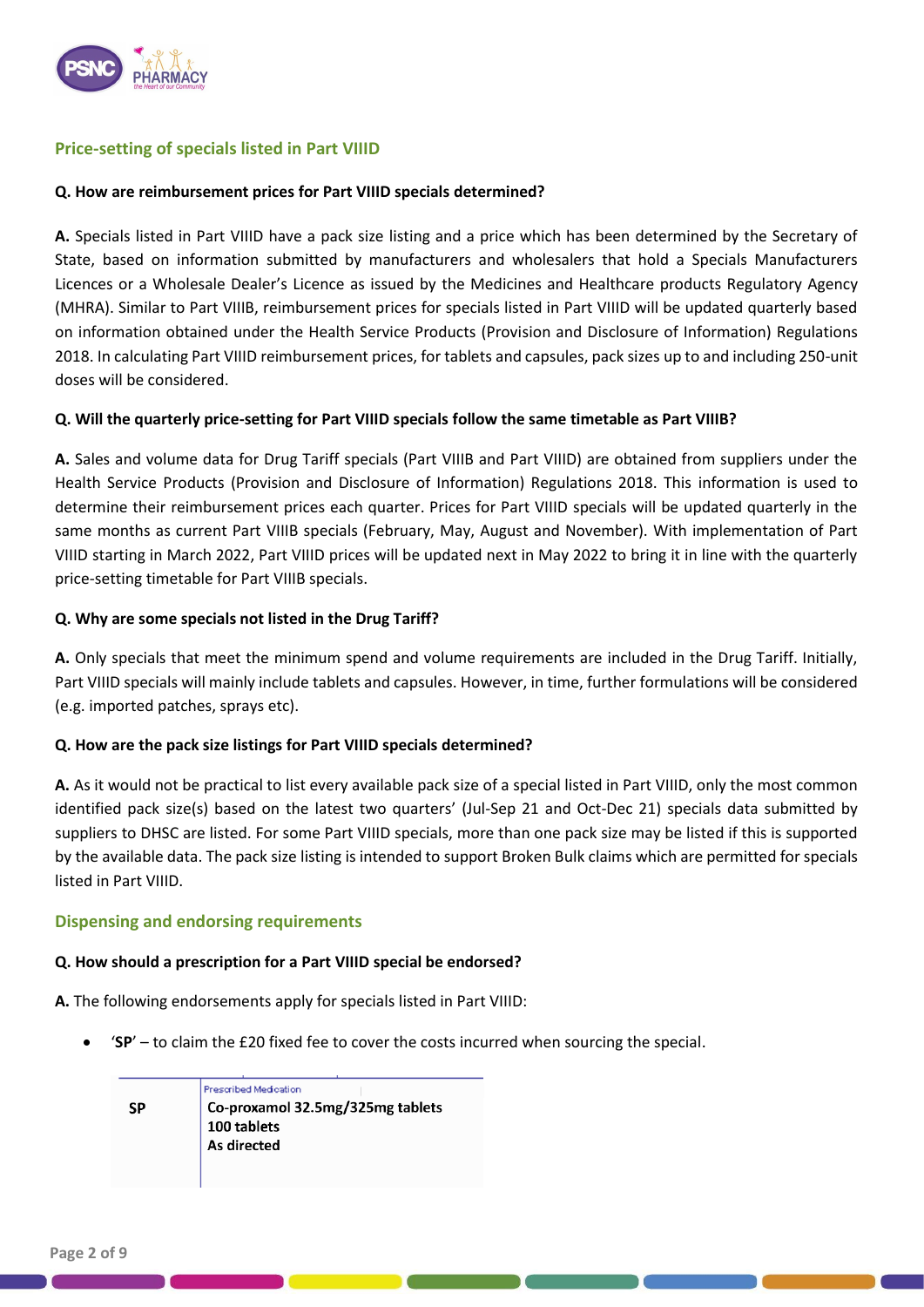## Price-setting of specials listed in Part VIIID

**Q. How are reimbursement prices for Part VIIID specials determined?**

**A.** Specials listed in Part VIIID have a pack size listing and a price which has been determined by the Secretary of State, based on information submitted by manufacturers and wholesalers that hold a Specials Manufacturers Licences or a Wholesale Dealer's Licence as issued by the Medicines and Healthcare products Regulatory Agency (MHRA). Similar to Part VIIIB, reimbursement prices for specials listed in Part VIIID will be updated quarterly based on information obtained under the Health Service Products (Provision and Disclosure of Information) Regulations 2018. In calculating Part VIIID reimbursement prices, for tablets and capsules, pack sizes up to and including 250-unit doses will be considered.

**Q. Will the quarterly price-setting for Part VIIID specials follow the same timetable as Part VIIIB?**

**A.** Sales and volume data for Drug Tariff specials (Part VIIIB and Part VIIID) are obtained from suppliers under the Health Service Products (Provision and Disclosure of Information) Regulations 2018. This information is used to determine their reimbursement prices each quarter. Prices for Part VIIID specials will be updated quarterly in the same months as current Part VIIIB specials (February, May, August and November). With implementation of Part VIIID starting in March 2022, Part VIIID prices will be updated next in May 2022 to bring it in line with the quarterly price-setting timetable for Part VIIIB specials.

**Q. Why are some specials not listed in the Drug Tariff?**

**A.** Only specials that meet the minimum spend and volume requirements are included in the Drug Tariff. Initially, Part VIIID specials will mainly include tablets and capsules. However, in time, further formulations will be considered (e.g. imported patches, sprays etc).

**Q. How are the pack size listings for Part VIIID specials determined?**

**A.** As it would not be practical to list every available pack size of a special listed in Part VIIID, only the most common identified pack size(s) based on the latest two quarters' (Jul-Sep 21 and Oct-Dec 21) specials data submitted by suppliers to DHSC are listed. For some Part VIIID specials, more than one pack size may be listed if this is supported by the available data. The pack size listing is intended to support Broken Bulk claims which are permitted for specials listed in Part VIIID.

## Dispensing and endorsing requirements

**Q. How should a prescription for a Part VIIID special be endorsed?**

**A.** The following endorsements apply for specials listed in Part VIIID:

- '**SP**' – to claim the £20 fixed fee to cover the costs incurred when sourcing the special.

| | Prescribed Medication |
|---|---|
| **SP** | Co-proxamol 32.5mg/325mg tablets<br>100 tablets<br>As directed |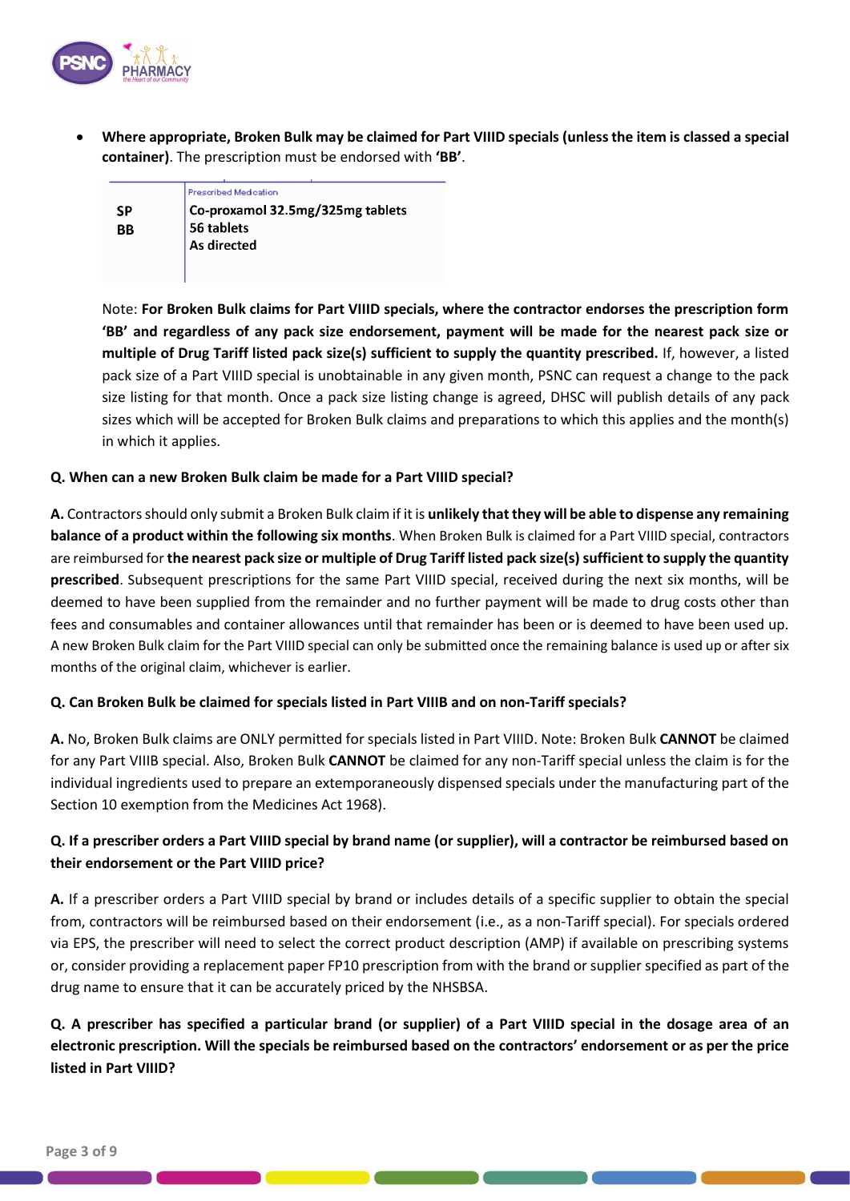- **Where appropriate, Broken Bulk may be claimed for Part VIIID specials (unless the item is classed a special container)**. The prescription must be endorsed with **'BB'**.

| | Prescribed Medication |
|---|---|
| **SP**<br>**BB** | **Co-proxamol 32.5mg/325mg tablets**<br>**56 tablets**<br>**As directed** |

Note: **For Broken Bulk claims for Part VIIID specials, where the contractor endorses the prescription form 'BB' and regardless of any pack size endorsement, payment will be made for the nearest pack size or multiple of Drug Tariff listed pack size(s) sufficient to supply the quantity prescribed.** If, however, a listed pack size of a Part VIIID special is unobtainable in any given month, PSNC can request a change to the pack size listing for that month. Once a pack size listing change is agreed, DHSC will publish details of any pack sizes which will be accepted for Broken Bulk claims and preparations to which this applies and the month(s) in which it applies.

**Q. When can a new Broken Bulk claim be made for a Part VIIID special?**

**A.** Contractors should only submit a Broken Bulk claim if it is **unlikely that they will be able to dispense any remaining balance of a product within the following six months**. When Broken Bulk is claimed for a Part VIIID special, contractors are reimbursed for **the nearest pack size or multiple of Drug Tariff listed pack size(s) sufficient to supply the quantity prescribed**. Subsequent prescriptions for the same Part VIIID special, received during the next six months, will be deemed to have been supplied from the remainder and no further payment will be made to drug costs other than fees and consumables and container allowances until that remainder has been or is deemed to have been used up. A new Broken Bulk claim for the Part VIIID special can only be submitted once the remaining balance is used up or after six months of the original claim, whichever is earlier.

**Q. Can Broken Bulk be claimed for specials listed in Part VIIIB and on non-Tariff specials?**

**A.** No, Broken Bulk claims are ONLY permitted for specials listed in Part VIIID. Note: Broken Bulk **CANNOT** be claimed for any Part VIIIB special. Also, Broken Bulk **CANNOT** be claimed for any non-Tariff special unless the claim is for the individual ingredients used to prepare an extemporaneously dispensed specials under the manufacturing part of the Section 10 exemption from the Medicines Act 1968).

**Q. If a prescriber orders a Part VIIID special by brand name (or supplier), will a contractor be reimbursed based on their endorsement or the Part VIIID price?**

**A.** If a prescriber orders a Part VIIID special by brand or includes details of a specific supplier to obtain the special from, contractors will be reimbursed based on their endorsement (i.e., as a non-Tariff special). For specials ordered via EPS, the prescriber will need to select the correct product description (AMP) if available on prescribing systems or, consider providing a replacement paper FP10 prescription from with the brand or supplier specified as part of the drug name to ensure that it can be accurately priced by the NHSBSA.

**Q. A prescriber has specified a particular brand (or supplier) of a Part VIIID special in the dosage area of an electronic prescription. Will the specials be reimbursed based on the contractors' endorsement or as per the price listed in Part VIIID?**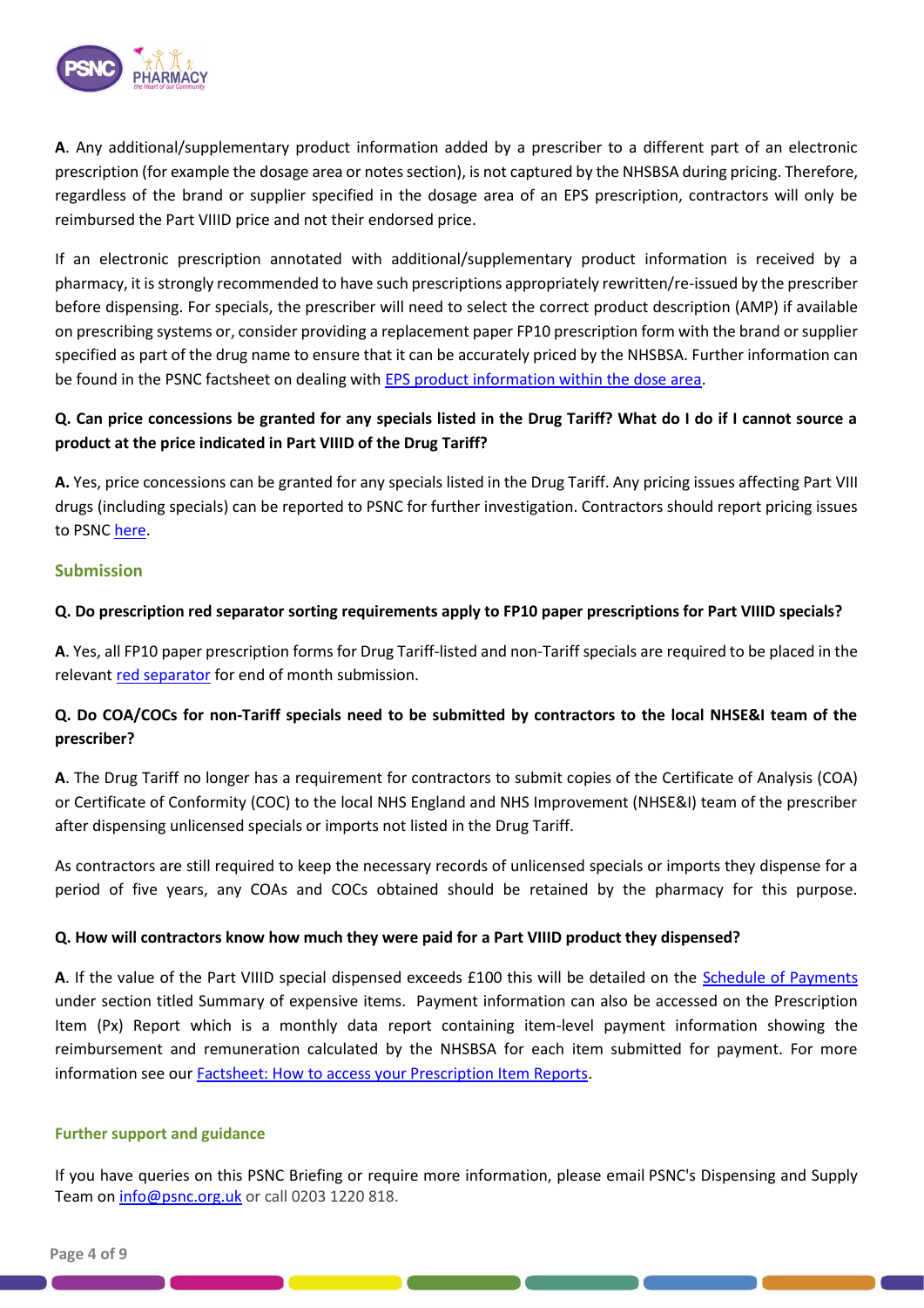**A**. Any additional/supplementary product information added by a prescriber to a different part of an electronic prescription (for example the dosage area or notes section), is not captured by the NHSBSA during pricing. Therefore, regardless of the brand or supplier specified in the dosage area of an EPS prescription, contractors will only be reimbursed the Part VIIID price and not their endorsed price.

If an electronic prescription annotated with additional/supplementary product information is received by a pharmacy, it is strongly recommended to have such prescriptions appropriately rewritten/re-issued by the prescriber before dispensing. For specials, the prescriber will need to select the correct product description (AMP) if available on prescribing systems or, consider providing a replacement paper FP10 prescription form with the brand or supplier specified as part of the drug name to ensure that it can be accurately priced by the NHSBSA. Further information can be found in the PSNC factsheet on dealing with EPS product information within the dose area.

**Q. Can price concessions be granted for any specials listed in the Drug Tariff? What do I do if I cannot source a product at the price indicated in Part VIIID of the Drug Tariff?**

**A.** Yes, price concessions can be granted for any specials listed in the Drug Tariff. Any pricing issues affecting Part VIII drugs (including specials) can be reported to PSNC for further investigation. Contractors should report pricing issues to PSNC here.

## Submission

**Q. Do prescription red separator sorting requirements apply to FP10 paper prescriptions for Part VIIID specials?**

**A**. Yes, all FP10 paper prescription forms for Drug Tariff-listed and non-Tariff specials are required to be placed in the relevant red separator for end of month submission.

**Q. Do COA/COCs for non-Tariff specials need to be submitted by contractors to the local NHSE&I team of the prescriber?**

**A**. The Drug Tariff no longer has a requirement for contractors to submit copies of the Certificate of Analysis (COA) or Certificate of Conformity (COC) to the local NHS England and NHS Improvement (NHSE&I) team of the prescriber after dispensing unlicensed specials or imports not listed in the Drug Tariff.

As contractors are still required to keep the necessary records of unlicensed specials or imports they dispense for a period of five years, any COAs and COCs obtained should be retained by the pharmacy for this purpose.

**Q. How will contractors know how much they were paid for a Part VIIID product they dispensed?**

**A**. If the value of the Part VIIID special dispensed exceeds £100 this will be detailed on the Schedule of Payments under section titled Summary of expensive items. Payment information can also be accessed on the Prescription Item (Px) Report which is a monthly data report containing item-level payment information showing the reimbursement and remuneration calculated by the NHSBSA for each item submitted for payment. For more information see our Factsheet: How to access your Prescription Item Reports.

### Further support and guidance

If you have queries on this PSNC Briefing or require more information, please email PSNC's Dispensing and Supply Team on info@psnc.org.uk or call 0203 1220 818.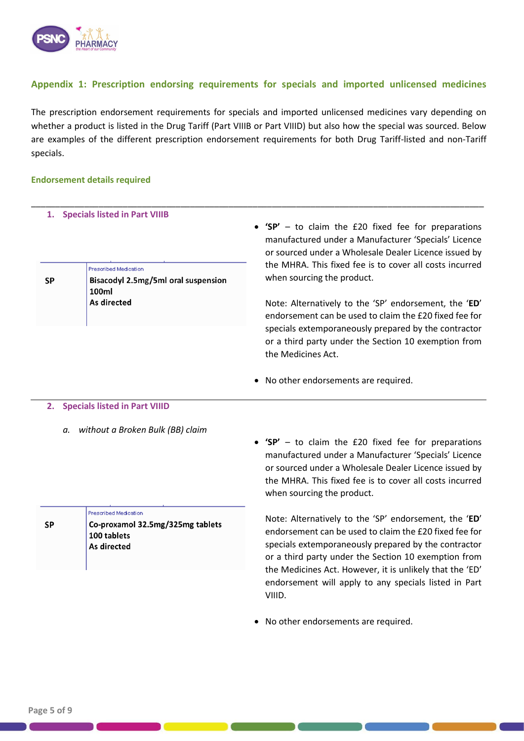## Appendix 1: Prescription endorsing requirements for specials and imported unlicensed medicines

The prescription endorsement requirements for specials and imported unlicensed medicines vary depending on whether a product is listed in the Drug Tariff (Part VIIIB or Part VIIID) but also how the special was sourced. Below are examples of the different prescription endorsement requirements for both Drug Tariff-listed and non-Tariff specials.

### Endorsement details required

---

#### 1. Specials listed in Part VIIIB

| | Prescribed Medication |
|---|---|
| **SP** | **Bisacodyl 2.5mg/5ml oral suspension 100ml As directed** |

- **'SP'** – to claim the £20 fixed fee for preparations manufactured under a Manufacturer 'Specials' Licence or sourced under a Wholesale Dealer Licence issued by the MHRA. This fixed fee is to cover all costs incurred when sourcing the product.

  Note: Alternatively to the 'SP' endorsement, the '**ED**' endorsement can be used to claim the £20 fixed fee for specials extemporaneously prepared by the contractor or a third party under the Section 10 exemption from the Medicines Act.

- No other endorsements are required.

---

#### 2. Specials listed in Part VIIID

a. *without a Broken Bulk (BB) claim*

| | Prescribed Medication |
|---|---|
| **SP** | **Co-proxamol 32.5mg/325mg tablets 100 tablets As directed** |

- **'SP'** – to claim the £20 fixed fee for preparations manufactured under a Manufacturer 'Specials' Licence or sourced under a Wholesale Dealer Licence issued by the MHRA. This fixed fee is to cover all costs incurred when sourcing the product.

  Note: Alternatively to the 'SP' endorsement, the '**ED**' endorsement can be used to claim the £20 fixed fee for specials extemporaneously prepared by the contractor or a third party under the Section 10 exemption from the Medicines Act. However, it is unlikely that the 'ED' endorsement will apply to any specials listed in Part VIIID.

- No other endorsements are required.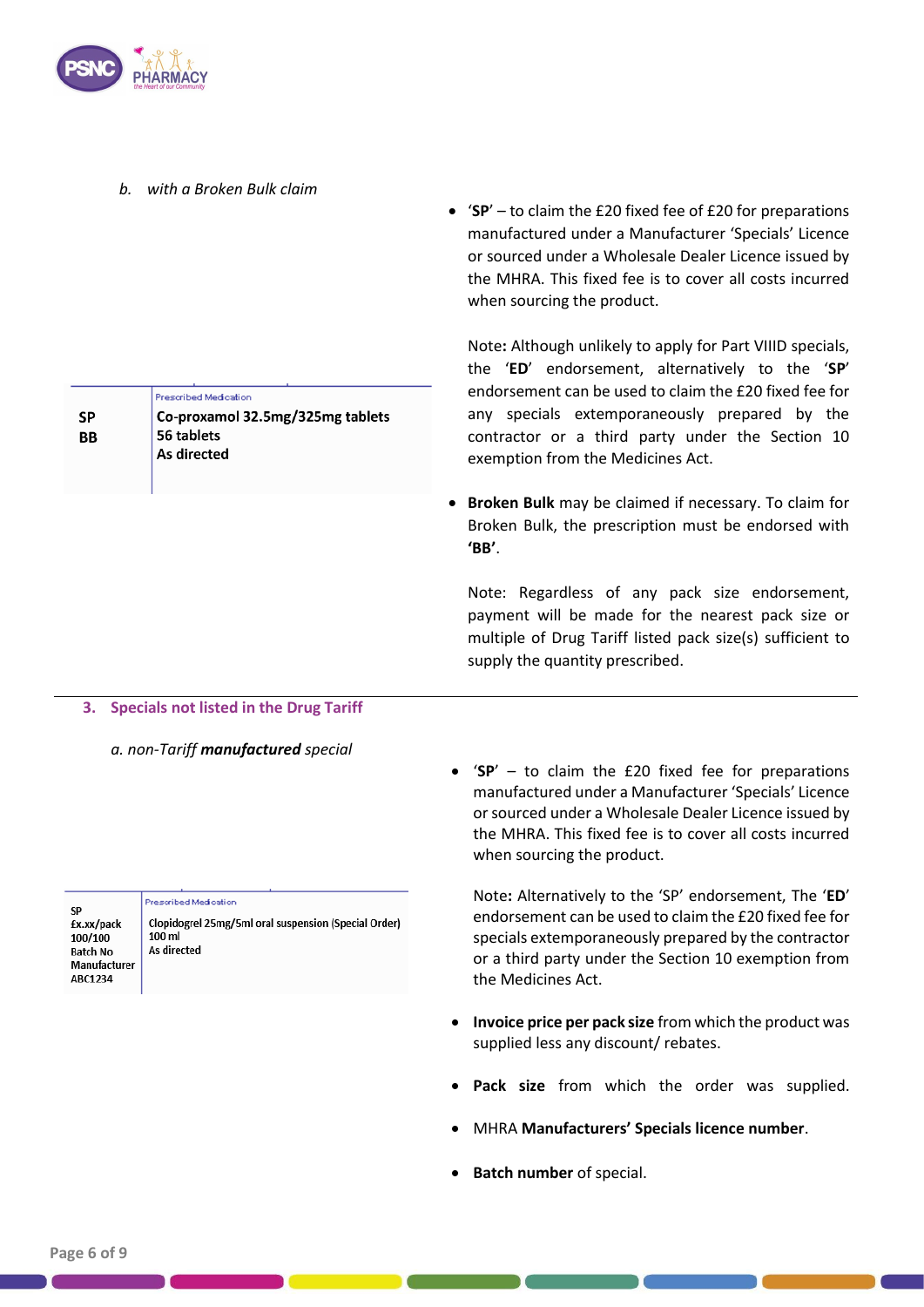*b. with a Broken Bulk claim*

| | Prescribed Medication |
|---|---|
| SP<br>BB | **Co-proxamol 32.5mg/325mg tablets**<br>**56 tablets**<br>**As directed** |

- '**SP**' – to claim the £20 fixed fee of £20 for preparations manufactured under a Manufacturer 'Specials' Licence or sourced under a Wholesale Dealer Licence issued by the MHRA. This fixed fee is to cover all costs incurred when sourcing the product.

  Note**:** Although unlikely to apply for Part VIIID specials, the '**ED**' endorsement, alternatively to the '**SP**' endorsement can be used to claim the £20 fixed fee for any specials extemporaneously prepared by the contractor or a third party under the Section 10 exemption from the Medicines Act.

- **Broken Bulk** may be claimed if necessary. To claim for Broken Bulk, the prescription must be endorsed with **'BB'**.

  Note: Regardless of any pack size endorsement, payment will be made for the nearest pack size or multiple of Drug Tariff listed pack size(s) sufficient to supply the quantity prescribed.

## 3. Specials not listed in the Drug Tariff

*a. non-Tariff **manufactured** special*

| | Prescribed Medication |
|---|---|
| SP<br>£x.xx/pack<br>100/100<br>Batch No<br>Manufacturer<br>ABC1234 | Clopidogrel 25mg/5ml oral suspension (Special Order)<br>100 ml<br>As directed |

- '**SP**' – to claim the £20 fixed fee for preparations manufactured under a Manufacturer 'Specials' Licence or sourced under a Wholesale Dealer Licence issued by the MHRA. This fixed fee is to cover all costs incurred when sourcing the product.

  Note**:** Alternatively to the 'SP' endorsement, The '**ED**' endorsement can be used to claim the £20 fixed fee for specials extemporaneously prepared by the contractor or a third party under the Section 10 exemption from the Medicines Act.

- **Invoice price per pack size** from which the product was supplied less any discount/ rebates.

- **Pack size** from which the order was supplied.

- MHRA **Manufacturers' Specials licence number**.

- **Batch number** of special.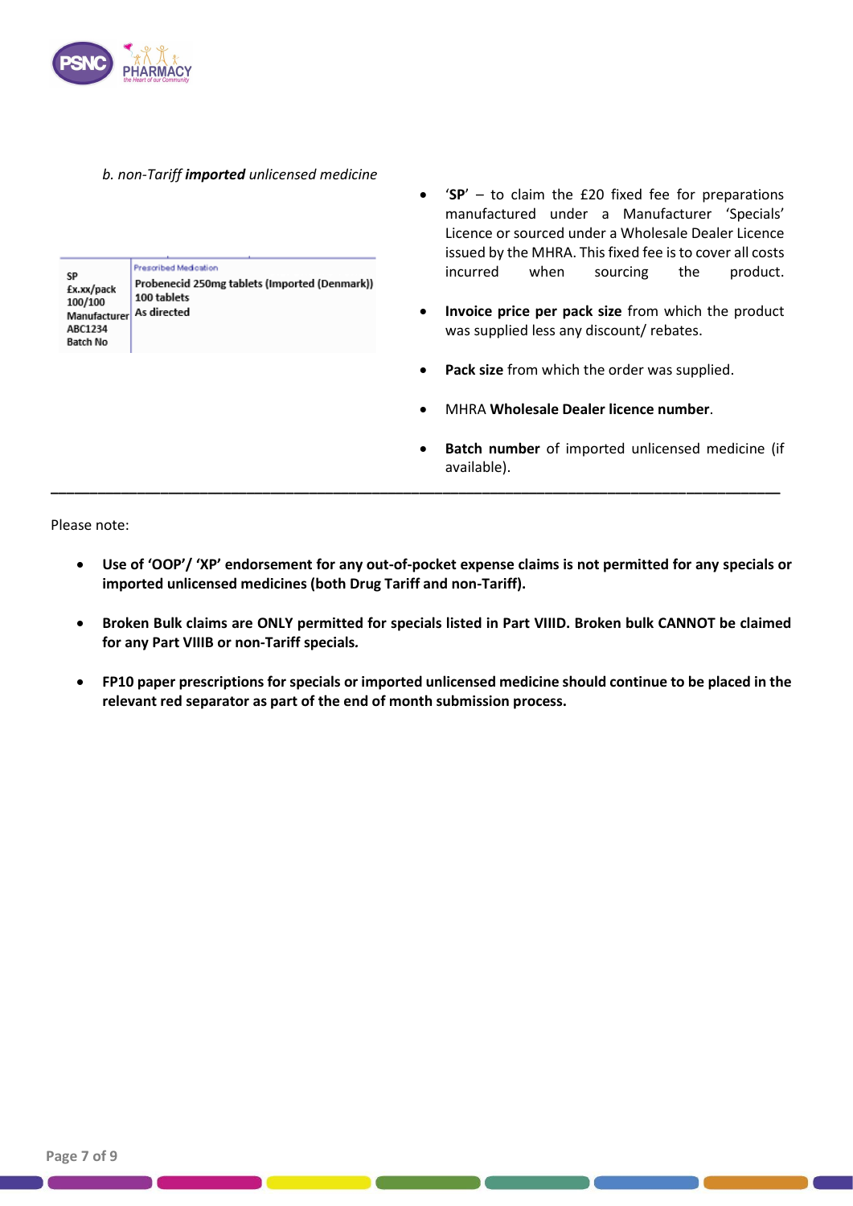*b. non-Tariff **imported** unlicensed medicine*

| SP<br>£x.xx/pack<br>100/100<br>Manufacturer<br>ABC1234<br>Batch No | Prescribed Medication<br>Probenecid 250mg tablets (Imported (Denmark))<br>100 tablets<br>As directed |
|---|---|

- '**SP**' – to claim the £20 fixed fee for preparations manufactured under a Manufacturer 'Specials' Licence or sourced under a Wholesale Dealer Licence issued by the MHRA. This fixed fee is to cover all costs incurred when sourcing the product.
- **Invoice price per pack size** from which the product was supplied less any discount/ rebates.
- **Pack size** from which the order was supplied.
- MHRA **Wholesale Dealer licence number**.
- **Batch number** of imported unlicensed medicine (if available).

---

Please note:

- **Use of 'OOP'/ 'XP' endorsement for any out-of-pocket expense claims is not permitted for any specials or imported unlicensed medicines (both Drug Tariff and non-Tariff).**
- **Broken Bulk claims are ONLY permitted for specials listed in Part VIIID. Broken bulk CANNOT be claimed for any Part VIIIB or non-Tariff specials.**
- **FP10 paper prescriptions for specials or imported unlicensed medicine should continue to be placed in the relevant red separator as part of the end of month submission process.**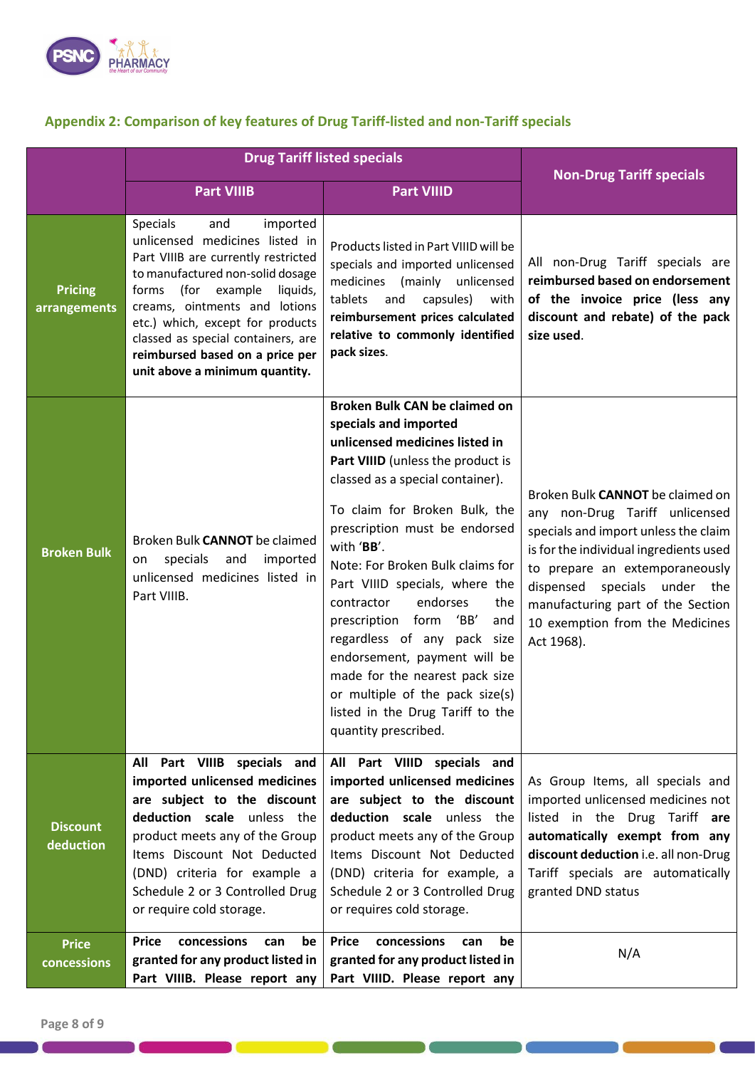## Appendix 2: Comparison of key features of Drug Tariff-listed and non-Tariff specials

| | Drug Tariff listed specials | | Non-Drug Tariff specials |
|---|---|---|---|
| | Part VIIIB | Part VIIID | |
| **Pricing arrangements** | Specials and imported unlicensed medicines listed in Part VIIIB are currently restricted to manufactured non-solid dosage forms (for example liquids, creams, ointments and lotions etc.) which, except for products classed as special containers, are **reimbursed based on a price per unit above a minimum quantity.** | Products listed in Part VIIID will be specials and imported unlicensed medicines (mainly unlicensed tablets and capsules) with **reimbursement prices calculated relative to commonly identified pack sizes**. | All non-Drug Tariff specials are **reimbursed based on endorsement of the invoice price (less any discount and rebate) of the pack size used**. |
| **Broken Bulk** | Broken Bulk **CANNOT** be claimed on specials and imported unlicensed medicines listed in Part VIIIB. | **Broken Bulk CAN be claimed on specials and imported unlicensed medicines listed in Part VIIID** (unless the product is classed as a special container).<br><br>To claim for Broken Bulk, the prescription must be endorsed with '**BB**'.<br>Note: For Broken Bulk claims for Part VIIID specials, where the contractor endorses the prescription form 'BB' and regardless of any pack size endorsement, payment will be made for the nearest pack size or multiple of the pack size(s) listed in the Drug Tariff to the quantity prescribed. | Broken Bulk **CANNOT** be claimed on any non-Drug Tariff unlicensed specials and import unless the claim is for the individual ingredients used to prepare an extemporaneously dispensed specials under the manufacturing part of the Section 10 exemption from the Medicines Act 1968). |
| **Discount deduction** | **All Part VIIIB specials and imported unlicensed medicines are subject to the discount deduction scale** unless the product meets any of the Group Items Discount Not Deducted (DND) criteria for example a Schedule 2 or 3 Controlled Drug or require cold storage. | **All Part VIIID specials and imported unlicensed medicines are subject to the discount deduction scale** unless the product meets any of the Group Items Discount Not Deducted (DND) criteria for example, a Schedule 2 or 3 Controlled Drug or requires cold storage. | As Group Items, all specials and imported unlicensed medicines not listed in the Drug Tariff **are automatically exempt from any discount deduction** i.e. all non-Drug Tariff specials are automatically granted DND status |
| **Price concessions** | **Price concessions can be granted for any product listed in Part VIIIB. Please report any** | **Price concessions can be granted for any product listed in Part VIIID. Please report any** | N/A |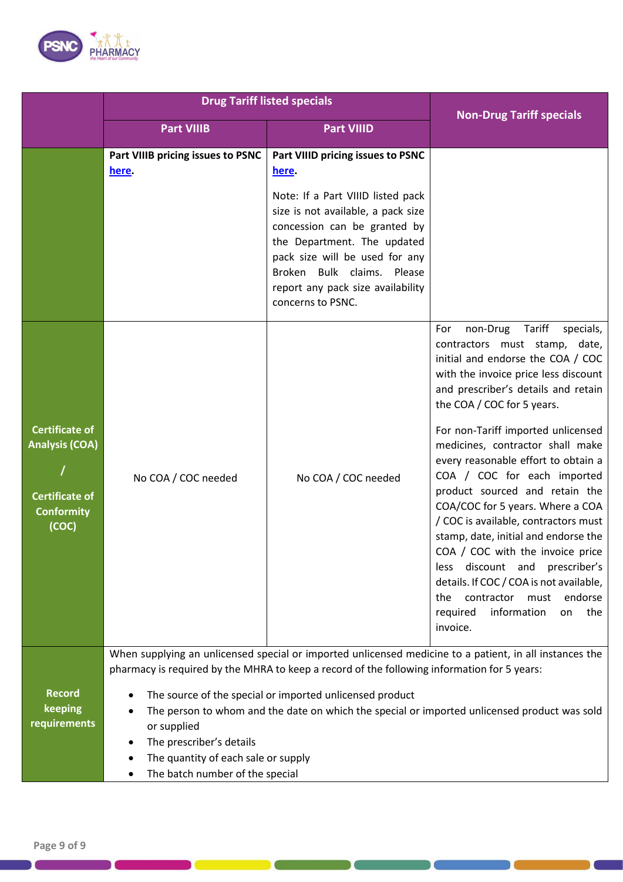| | Drug Tariff listed specials | | Non-Drug Tariff specials |
|---|---|---|---|
| | Part VIIIB | Part VIIID | |
| | **Part VIIIB pricing issues to PSNC [here](#).** | **Part VIIID pricing issues to PSNC [here](#).** Note: If a Part VIIID listed pack size is not available, a pack size concession can be granted by the Department. The updated pack size will be used for any Broken Bulk claims. Please report any pack size availability concerns to PSNC. | |
| **Certificate of Analysis (COA) / Certificate of Conformity (COC)** | No COA / COC needed | No COA / COC needed | For non-Drug Tariff specials, contractors must stamp, date, initial and endorse the COA / COC with the invoice price less discount and prescriber's details and retain the COA / COC for 5 years. For non-Tariff imported unlicensed medicines, contractor shall make every reasonable effort to obtain a COA / COC for each imported product sourced and retain the COA/COC for 5 years. Where a COA / COC is available, contractors must stamp, date, initial and endorse the COA / COC with the invoice price less discount and prescriber's details. If COC / COA is not available, the contractor must endorse the required information on the invoice. |
| **Record keeping requirements** | When supplying an unlicensed special or imported unlicensed medicine to a patient, in all instances the pharmacy is required by the MHRA to keep a record of the following information for 5 years: <br>• The source of the special or imported unlicensed product <br>• The person to whom and the date on which the special or imported unlicensed product was sold or supplied <br>• The prescriber's details <br>• The quantity of each sale or supply <br>• The batch number of the special | | |